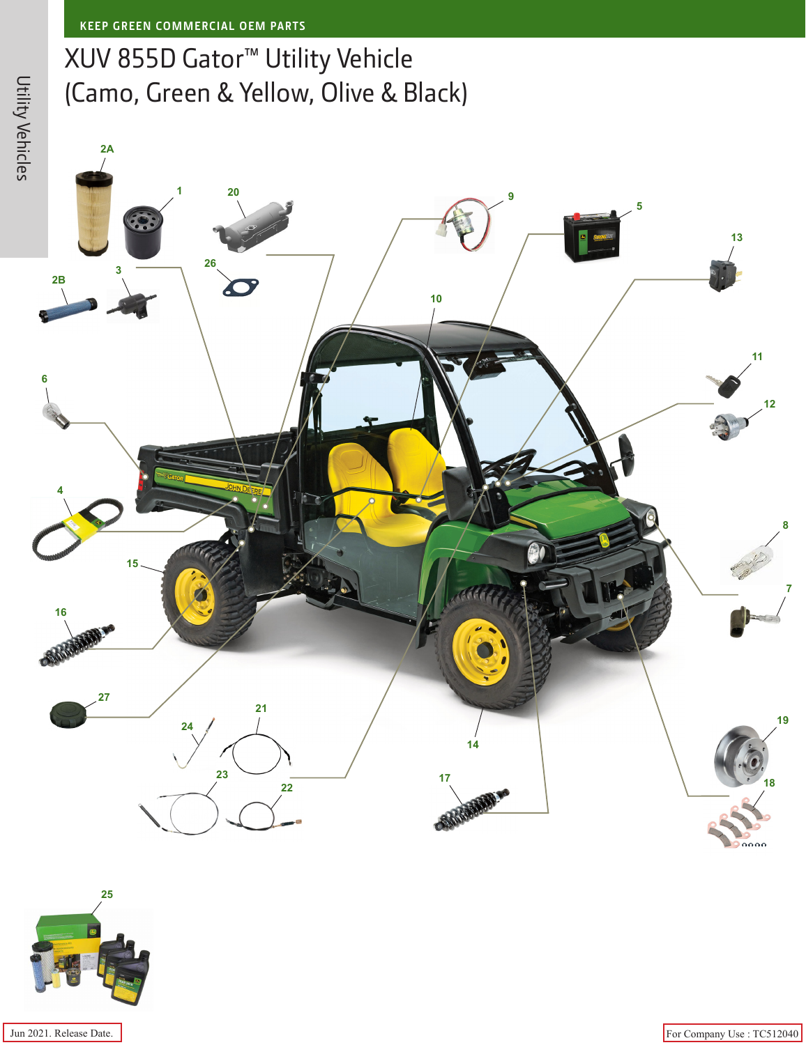KEEP GREEN COMMERCIAL OEM PARTS

# XUV 855D Gator™ Utility Vehicle (Camo, Green & Yellow, Olive & Black)

Utility Vehicles

2A
1
20
9
5
13
26
2B
3
10
6
11
12
4
8
15
7
16
27
21
24
19
23
22
14
17
18
25

Jun 2021. Release Date.

For Company Use : TC512040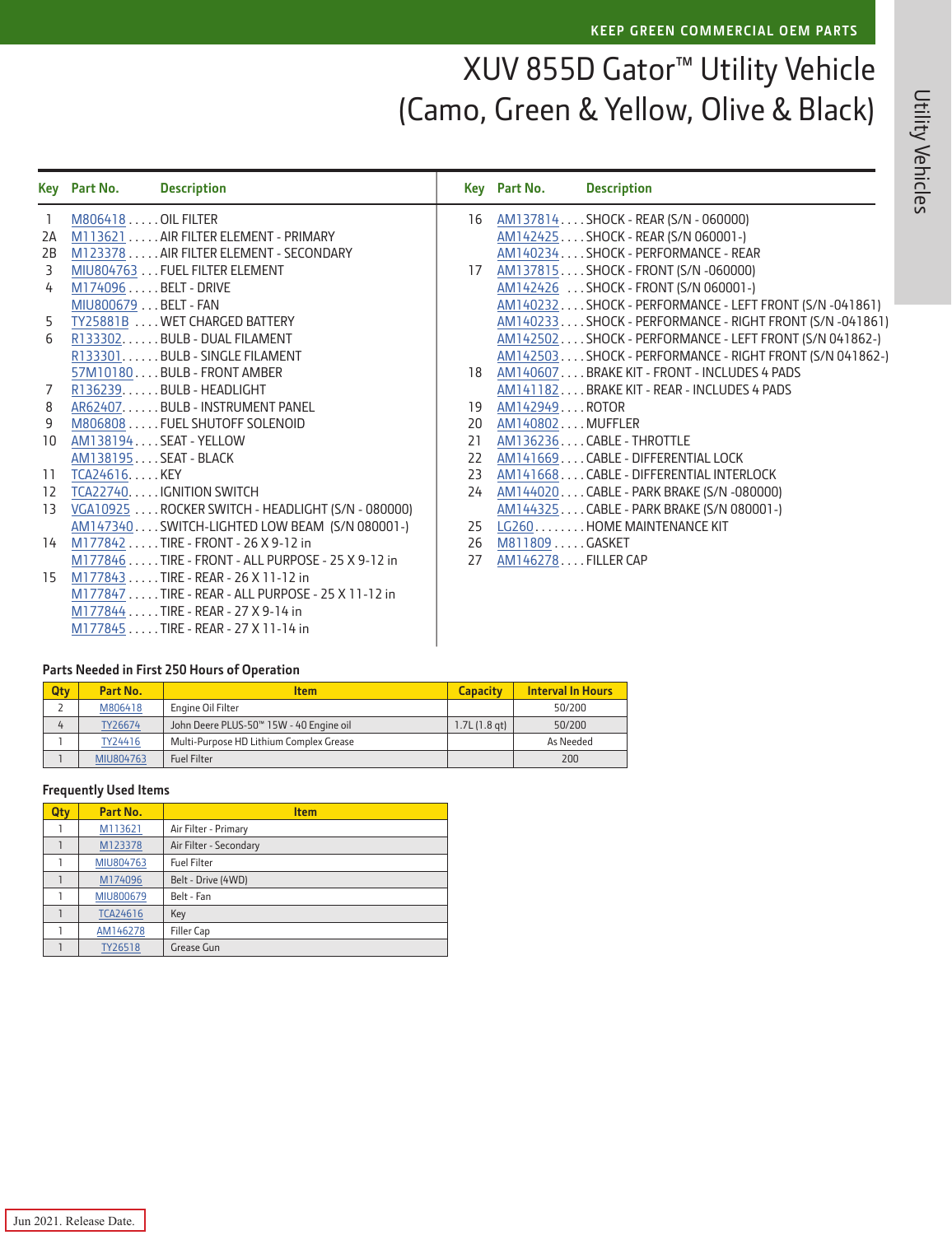# XUV 855D Gator™ Utility Vehicle (Camo, Green & Yellow, Olive & Black)

| Key | Part No. | Description |
|---|---|---|
| 1 | M806418 | OIL FILTER |
| 2A | M113621 | AIR FILTER ELEMENT - PRIMARY |
| 2B | M123378 | AIR FILTER ELEMENT - SECONDARY |
| 3 | MIU804763 | FUEL FILTER ELEMENT |
| 4 | M174096 | BELT - DRIVE |
| | MIU800679 | BELT - FAN |
| 5 | TY25881B | WET CHARGED BATTERY |
| 6 | R133302 | BULB - DUAL FILAMENT |
| | R133301 | BULB - SINGLE FILAMENT |
| | 57M10180 | BULB - FRONT AMBER |
| 7 | R136239 | BULB - HEADLIGHT |
| 8 | AR62407 | BULB - INSTRUMENT PANEL |
| 9 | M806808 | FUEL SHUTOFF SOLENOID |
| 10 | AM138194 | SEAT - YELLOW |
| | AM138195 | SEAT - BLACK |
| 11 | TCA24616 | KEY |
| 12 | TCA22740 | IGNITION SWITCH |
| 13 | VGA10925 | ROCKER SWITCH - HEADLIGHT (S/N - 080000) |
| | AM147340 | SWITCH-LIGHTED LOW BEAM (S/N 080001-) |
| 14 | M177842 | TIRE - FRONT - 26 X 9-12 in |
| | M177846 | TIRE - FRONT - ALL PURPOSE - 25 X 9-12 in |
| 15 | M177843 | TIRE - REAR - 26 X 11-12 in |
| | M177847 | TIRE - REAR - ALL PURPOSE - 25 X 11-12 in |
| | M177844 | TIRE - REAR - 27 X 9-14 in |
| | M177845 | TIRE - REAR - 27 X 11-14 in |
| 16 | AM137814 | SHOCK - REAR (S/N - 060000) |
| | AM142425 | SHOCK - REAR (S/N 060001-) |
| | AM140234 | SHOCK - PERFORMANCE - REAR |
| 17 | AM137815 | SHOCK - FRONT (S/N -060000) |
| | AM142426 | SHOCK - FRONT (S/N 060001-) |
| | AM140232 | SHOCK - PERFORMANCE - LEFT FRONT (S/N -041861) |
| | AM140233 | SHOCK - PERFORMANCE - RIGHT FRONT (S/N -041861) |
| | AM142502 | SHOCK - PERFORMANCE - LEFT FRONT (S/N 041862-) |
| | AM142503 | SHOCK - PERFORMANCE - RIGHT FRONT (S/N 041862-) |
| 18 | AM140607 | BRAKE KIT - FRONT - INCLUDES 4 PADS |
| | AM141182 | BRAKE KIT - REAR - INCLUDES 4 PADS |
| 19 | AM142949 | ROTOR |
| 20 | AM140802 | MUFFLER |
| 21 | AM136236 | CABLE - THROTTLE |
| 22 | AM141669 | CABLE - DIFFERENTIAL LOCK |
| 23 | AM141668 | CABLE - DIFFERENTIAL INTERLOCK |
| 24 | AM144020 | CABLE - PARK BRAKE (S/N -080000) |
| | AM144325 | CABLE - PARK BRAKE (S/N 080001-) |
| 25 | LG260 | HOME MAINTENANCE KIT |
| 26 | M811809 | GASKET |
| 27 | AM146278 | FILLER CAP |

### Parts Needed in First 250 Hours of Operation

| Qty | Part No. | Item | Capacity | Interval In Hours |
|---|---|---|---|---|
| 2 | M806418 | Engine Oil Filter | | 50/200 |
| 4 | TY26674 | John Deere PLUS-50™ 15W - 40 Engine oil | 1.7L (1.8 qt) | 50/200 |
| 1 | TY24416 | Multi-Purpose HD Lithium Complex Grease | | As Needed |
| 1 | MIU804763 | Fuel Filter | | 200 |

### Frequently Used Items

| Qty | Part No. | Item |
|---|---|---|
| 1 | M113621 | Air Filter - Primary |
| 1 | M123378 | Air Filter - Secondary |
| 1 | MIU804763 | Fuel Filter |
| 1 | M174096 | Belt - Drive (4WD) |
| 1 | MIU800679 | Belt - Fan |
| 1 | TCA24616 | Key |
| 1 | AM146278 | Filler Cap |
| 1 | TY26518 | Grease Gun |